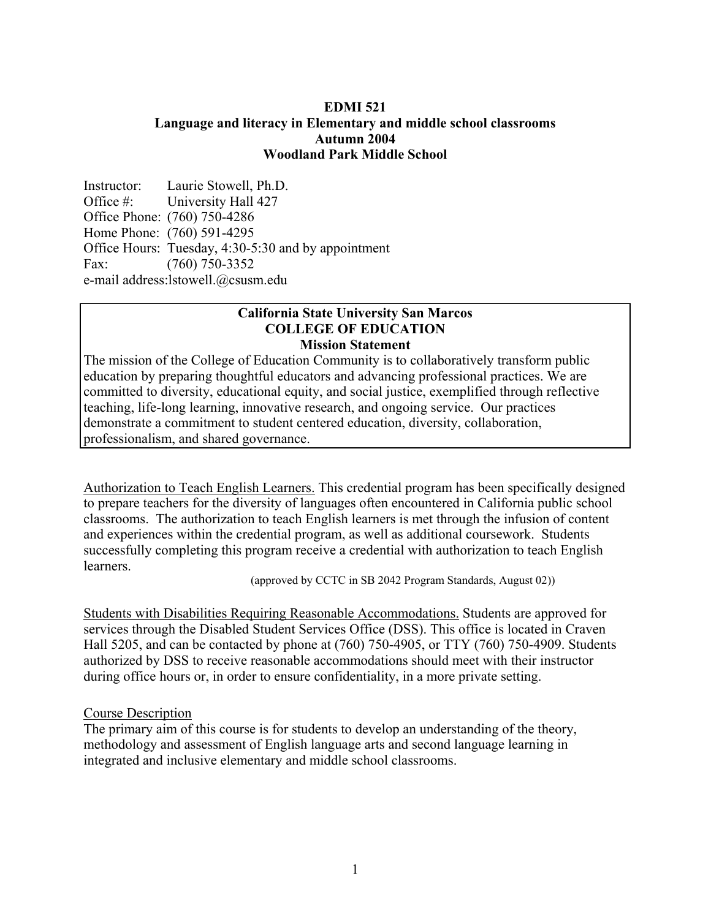**EDMI 521**
**Language and literacy in Elementary and middle school classrooms**
**Autumn 2004**
**Woodland Park Middle School**

Instructor: Laurie Stowell, Ph.D.
Office #: University Hall 427
Office Phone: (760) 750-4286
Home Phone: (760) 591-4295
Office Hours: Tuesday, 4:30-5:30 and by appointment
Fax: (760) 750-3352
e-mail address:lstowell.@csusm.edu

**California State University San Marcos**
**COLLEGE OF EDUCATION**
**Mission Statement**

The mission of the College of Education Community is to collaboratively transform public education by preparing thoughtful educators and advancing professional practices. We are committed to diversity, educational equity, and social justice, exemplified through reflective teaching, life-long learning, innovative research, and ongoing service. Our practices demonstrate a commitment to student centered education, diversity, collaboration, professionalism, and shared governance.

Authorization to Teach English Learners. This credential program has been specifically designed to prepare teachers for the diversity of languages often encountered in California public school classrooms. The authorization to teach English learners is met through the infusion of content and experiences within the credential program, as well as additional coursework. Students successfully completing this program receive a credential with authorization to teach English learners.

(approved by CCTC in SB 2042 Program Standards, August 02))

Students with Disabilities Requiring Reasonable Accommodations. Students are approved for services through the Disabled Student Services Office (DSS). This office is located in Craven Hall 5205, and can be contacted by phone at (760) 750-4905, or TTY (760) 750-4909. Students authorized by DSS to receive reasonable accommodations should meet with their instructor during office hours or, in order to ensure confidentiality, in a more private setting.

Course Description

The primary aim of this course is for students to develop an understanding of the theory, methodology and assessment of English language arts and second language learning in integrated and inclusive elementary and middle school classrooms.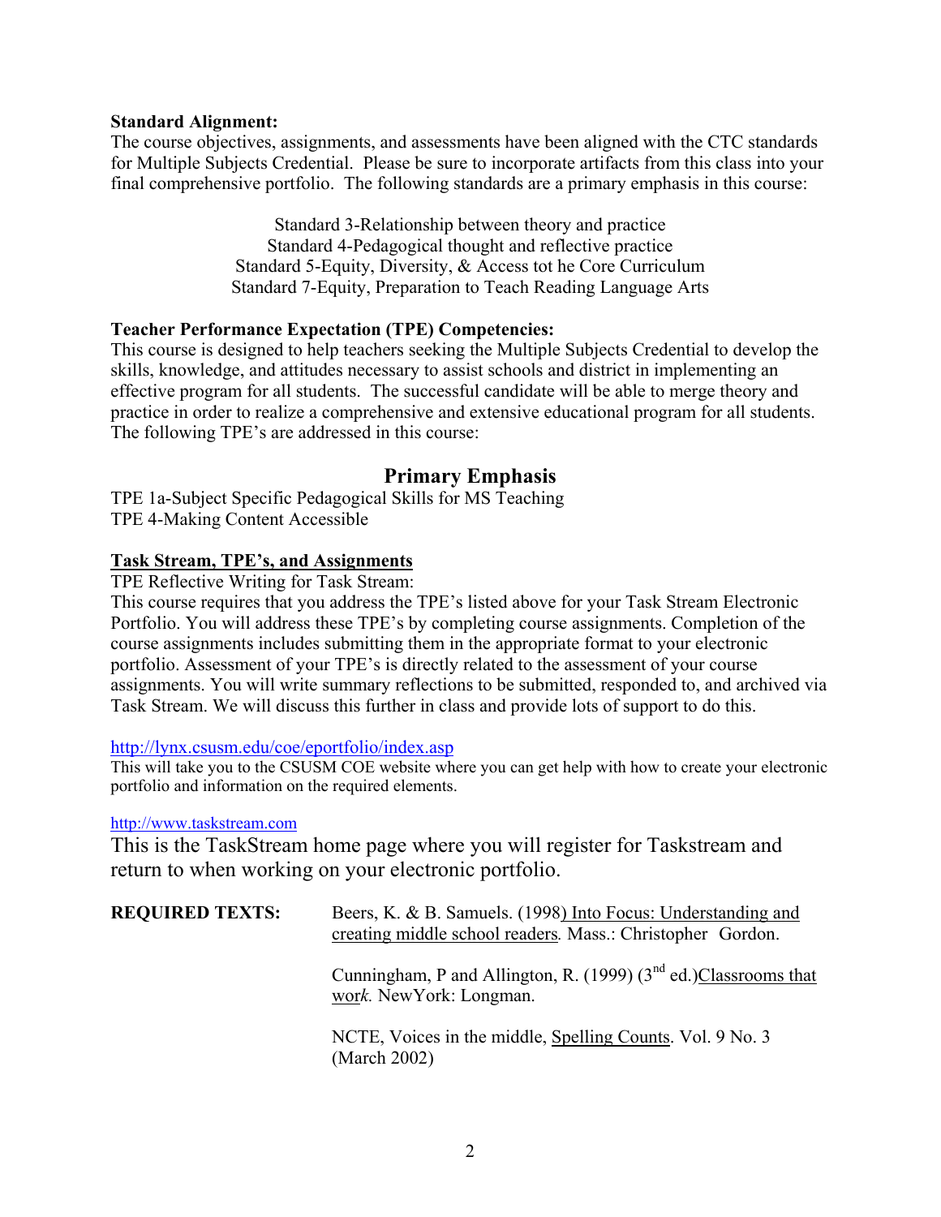**Standard Alignment:**
The course objectives, assignments, and assessments have been aligned with the CTC standards for Multiple Subjects Credential. Please be sure to incorporate artifacts from this class into your final comprehensive portfolio. The following standards are a primary emphasis in this course:

Standard 3-Relationship between theory and practice
Standard 4-Pedagogical thought and reflective practice
Standard 5-Equity, Diversity, & Access tot he Core Curriculum
Standard 7-Equity, Preparation to Teach Reading Language Arts

**Teacher Performance Expectation (TPE) Competencies:**
This course is designed to help teachers seeking the Multiple Subjects Credential to develop the skills, knowledge, and attitudes necessary to assist schools and district in implementing an effective program for all students. The successful candidate will be able to merge theory and practice in order to realize a comprehensive and extensive educational program for all students. The following TPE's are addressed in this course:

## Primary Emphasis

TPE 1a-Subject Specific Pedagogical Skills for MS Teaching
TPE 4-Making Content Accessible

**Task Stream, TPE's, and Assignments**

TPE Reflective Writing for Task Stream:
This course requires that you address the TPE's listed above for your Task Stream Electronic Portfolio. You will address these TPE's by completing course assignments. Completion of the course assignments includes submitting them in the appropriate format to your electronic portfolio. Assessment of your TPE's is directly related to the assessment of your course assignments. You will write summary reflections to be submitted, responded to, and archived via Task Stream. We will discuss this further in class and provide lots of support to do this.

http://lynx.csusm.edu/coe/eportfolio/index.asp
This will take you to the CSUSM COE website where you can get help with how to create your electronic portfolio and information on the required elements.

http://www.taskstream.com
This is the TaskStream home page where you will register for Taskstream and return to when working on your electronic portfolio.

**REQUIRED TEXTS:**

Beers, K. & B. Samuels. (1998) Into Focus: Understanding and creating middle school readers. Mass.: Christopher Gordon.

Cunningham, P and Allington, R. (1999) (3rd ed.) Classrooms that work. NewYork: Longman.

NCTE, Voices in the middle, Spelling Counts. Vol. 9 No. 3 (March 2002)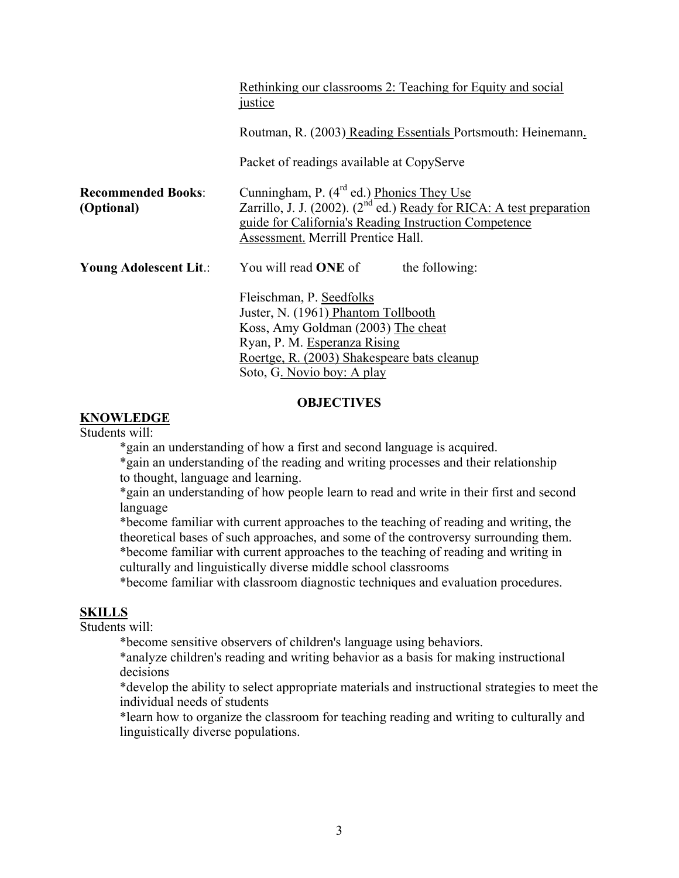Rethinking our classrooms 2: Teaching for Equity and social justice

Routman, R. (2003) Reading Essentials Portsmouth: Heinemann.

Packet of readings available at CopyServe

**Recommended Books: (Optional)**
Cunningham, P. (4th ed.) Phonics They Use
Zarrillo, J. J. (2002). (2nd ed.) Ready for RICA: A test preparation guide for California's Reading Instruction Competence Assessment. Merrill Prentice Hall.

**Young Adolescent Lit.**: You will read **ONE** of the following:

Fleischman, P. Seedfolks
Juster, N. (1961) Phantom Tollbooth
Koss, Amy Goldman (2003) The cheat
Ryan, P. M. Esperanza Rising
Roertge, R. (2003) Shakespeare bats cleanup
Soto, G. Novio boy: A play

## OBJECTIVES

### KNOWLEDGE

Students will:

*gain an understanding of how a first and second language is acquired.
*gain an understanding of the reading and writing processes and their relationship to thought, language and learning.
*gain an understanding of how people learn to read and write in their first and second language
*become familiar with current approaches to the teaching of reading and writing, the theoretical bases of such approaches, and some of the controversy surrounding them.
*become familiar with current approaches to the teaching of reading and writing in culturally and linguistically diverse middle school classrooms
*become familiar with classroom diagnostic techniques and evaluation procedures.

### SKILLS

Students will:

*become sensitive observers of children's language using behaviors.
*analyze children's reading and writing behavior as a basis for making instructional decisions
*develop the ability to select appropriate materials and instructional strategies to meet the individual needs of students
*learn how to organize the classroom for teaching reading and writing to culturally and linguistically diverse populations.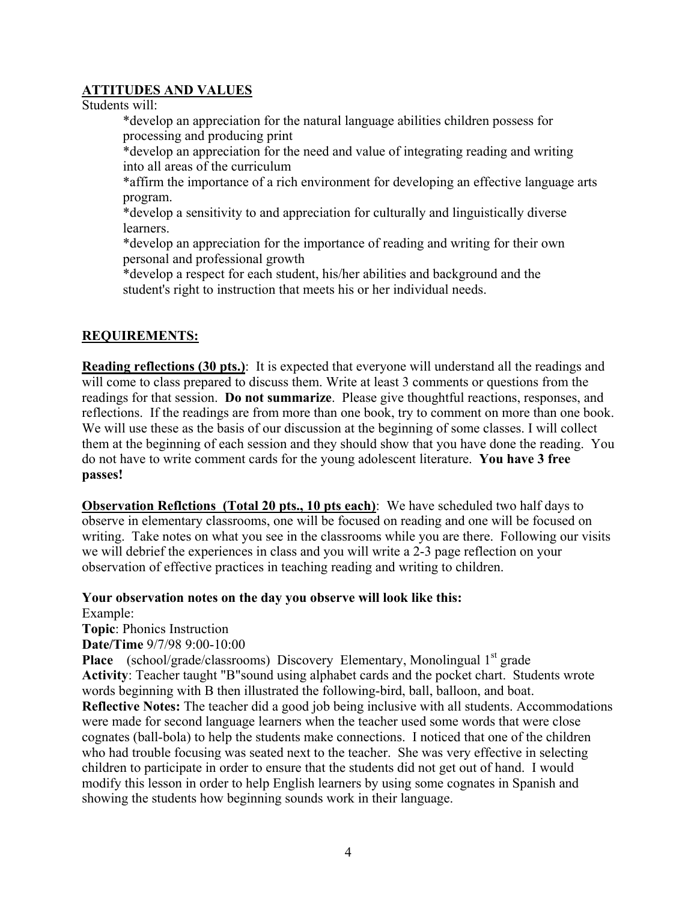## ATTITUDES AND VALUES

Students will:

*develop an appreciation for the natural language abilities children possess for processing and producing print

*develop an appreciation for the need and value of integrating reading and writing into all areas of the curriculum

*affirm the importance of a rich environment for developing an effective language arts program.

*develop a sensitivity to and appreciation for culturally and linguistically diverse learners.

*develop an appreciation for the importance of reading and writing for their own personal and professional growth

*develop a respect for each student, his/her abilities and background and the student's right to instruction that meets his or her individual needs.

## REQUIREMENTS:

**Reading reflections (30 pts.)**: It is expected that everyone will understand all the readings and will come to class prepared to discuss them. Write at least 3 comments or questions from the readings for that session. **Do not summarize**. Please give thoughtful reactions, responses, and reflections. If the readings are from more than one book, try to comment on more than one book. We will use these as the basis of our discussion at the beginning of some classes. I will collect them at the beginning of each session and they should show that you have done the reading. You do not have to write comment cards for the young adolescent literature. **You have 3 free passes!**

**Observation Reflctions (Total 20 pts., 10 pts each)**: We have scheduled two half days to observe in elementary classrooms, one will be focused on reading and one will be focused on writing. Take notes on what you see in the classrooms while you are there. Following our visits we will debrief the experiences in class and you will write a 2-3 page reflection on your observation of effective practices in teaching reading and writing to children.

**Your observation notes on the day you observe will look like this:**

Example:

**Topic**: Phonics Instruction

**Date/Time** 9/7/98 9:00-10:00

**Place** (school/grade/classrooms) Discovery Elementary, Monolingual 1st grade

**Activity**: Teacher taught "B"sound using alphabet cards and the pocket chart. Students wrote words beginning with B then illustrated the following-bird, ball, balloon, and boat.

**Reflective Notes:** The teacher did a good job being inclusive with all students. Accommodations were made for second language learners when the teacher used some words that were close cognates (ball-bola) to help the students make connections. I noticed that one of the children who had trouble focusing was seated next to the teacher. She was very effective in selecting children to participate in order to ensure that the students did not get out of hand. I would modify this lesson in order to help English learners by using some cognates in Spanish and showing the students how beginning sounds work in their language.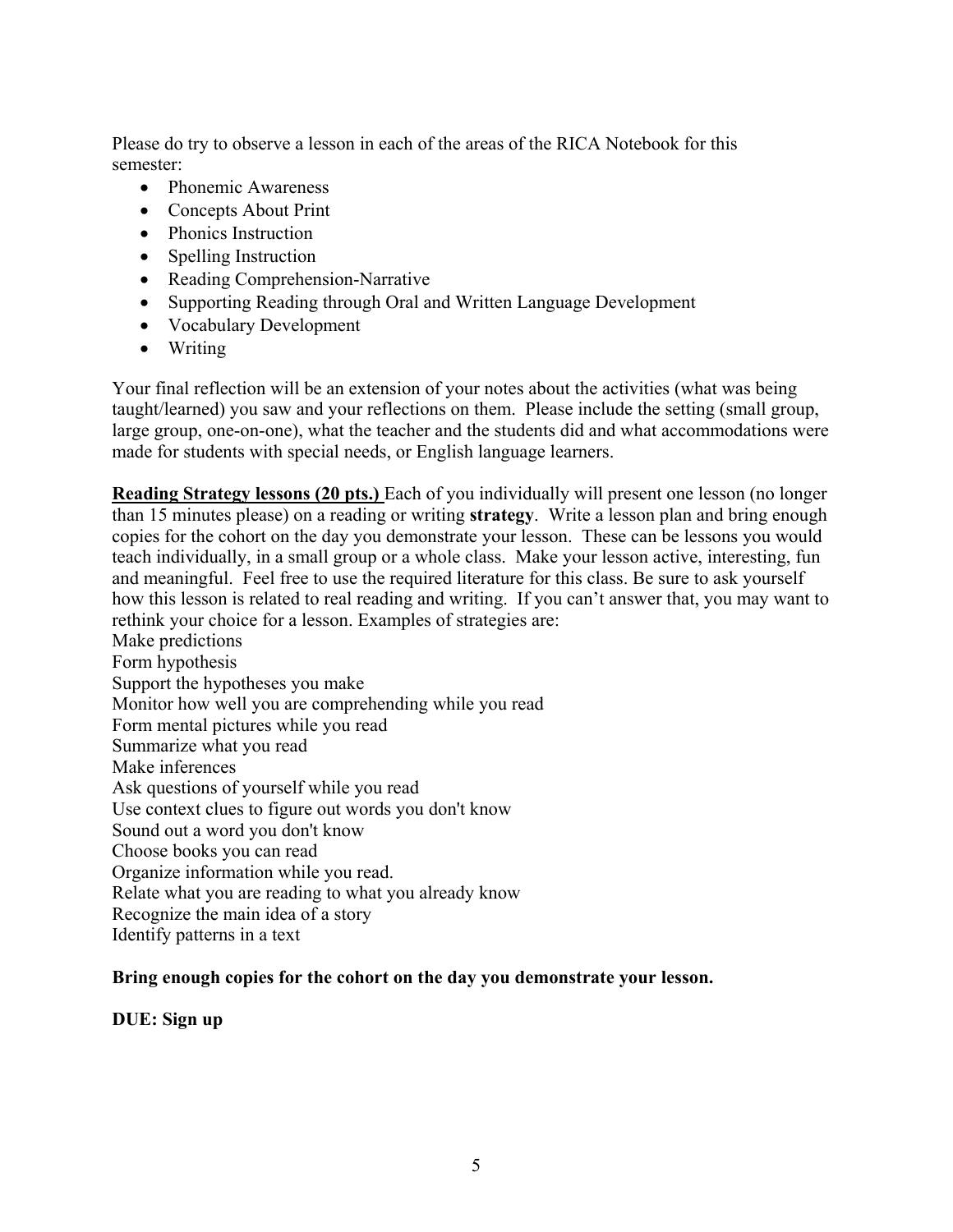Please do try to observe a lesson in each of the areas of the RICA Notebook for this semester:

- Phonemic Awareness
- Concepts About Print
- Phonics Instruction
- Spelling Instruction
- Reading Comprehension-Narrative
- Supporting Reading through Oral and Written Language Development
- Vocabulary Development
- Writing

Your final reflection will be an extension of your notes about the activities (what was being taught/learned) you saw and your reflections on them. Please include the setting (small group, large group, one-on-one), what the teacher and the students did and what accommodations were made for students with special needs, or English language learners.

**Reading Strategy lessons (20 pts.)** Each of you individually will present one lesson (no longer than 15 minutes please) on a reading or writing **strategy**. Write a lesson plan and bring enough copies for the cohort on the day you demonstrate your lesson. These can be lessons you would teach individually, in a small group or a whole class. Make your lesson active, interesting, fun and meaningful. Feel free to use the required literature for this class. Be sure to ask yourself how this lesson is related to real reading and writing. If you can't answer that, you may want to rethink your choice for a lesson. Examples of strategies are:

Make predictions
Form hypothesis
Support the hypotheses you make
Monitor how well you are comprehending while you read
Form mental pictures while you read
Summarize what you read
Make inferences
Ask questions of yourself while you read
Use context clues to figure out words you don't know
Sound out a word you don't know
Choose books you can read
Organize information while you read.
Relate what you are reading to what you already know
Recognize the main idea of a story
Identify patterns in a text

**Bring enough copies for the cohort on the day you demonstrate your lesson.**

**DUE: Sign up**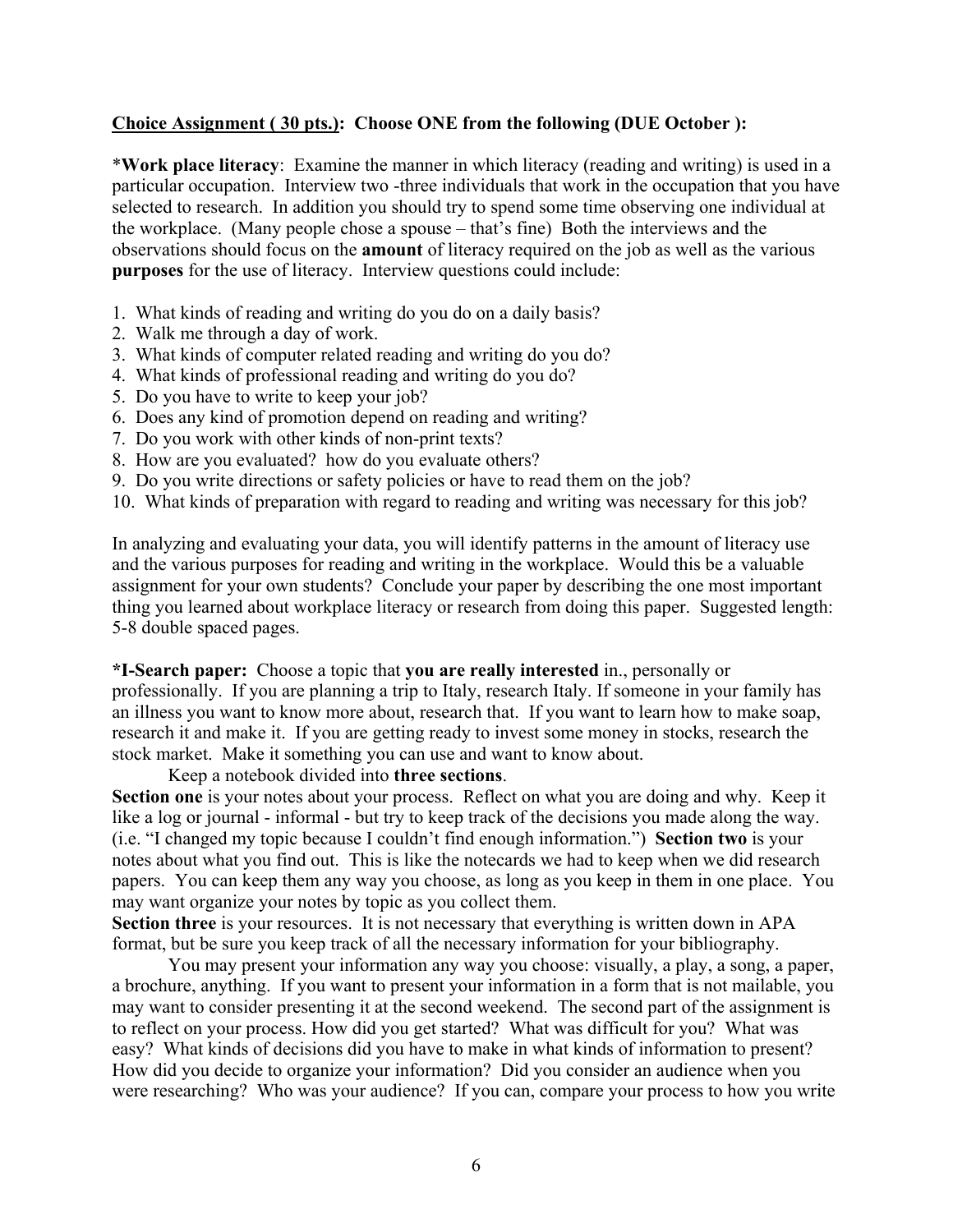**<u>Choice Assignment ( 30 pts.)</u>: Choose ONE from the following (DUE October ):**

***Work place literacy**: Examine the manner in which literacy (reading and writing) is used in a particular occupation. Interview two -three individuals that work in the occupation that you have selected to research. In addition you should try to spend some time observing one individual at the workplace. (Many people chose a spouse – that's fine) Both the interviews and the observations should focus on the **amount** of literacy required on the job as well as the various **purposes** for the use of literacy. Interview questions could include:

1. What kinds of reading and writing do you do on a daily basis?
2. Walk me through a day of work.
3. What kinds of computer related reading and writing do you do?
4. What kinds of professional reading and writing do you do?
5. Do you have to write to keep your job?
6. Does any kind of promotion depend on reading and writing?
7. Do you work with other kinds of non-print texts?
8. How are you evaluated? how do you evaluate others?
9. Do you write directions or safety policies or have to read them on the job?
10. What kinds of preparation with regard to reading and writing was necessary for this job?

In analyzing and evaluating your data, you will identify patterns in the amount of literacy use and the various purposes for reading and writing in the workplace. Would this be a valuable assignment for your own students? Conclude your paper by describing the one most important thing you learned about workplace literacy or research from doing this paper. Suggested length: 5-8 double spaced pages.

***I-Search paper:** Choose a topic that **you are really interested** in., personally or professionally. If you are planning a trip to Italy, research Italy. If someone in your family has an illness you want to know more about, research that. If you want to learn how to make soap, research it and make it. If you are getting ready to invest some money in stocks, research the stock market. Make it something you can use and want to know about.

Keep a notebook divided into **three sections**.

**Section one** is your notes about your process. Reflect on what you are doing and why. Keep it like a log or journal - informal - but try to keep track of the decisions you made along the way. (i.e. "I changed my topic because I couldn't find enough information.") **Section two** is your notes about what you find out. This is like the notecards we had to keep when we did research papers. You can keep them any way you choose, as long as you keep in them in one place. You may want organize your notes by topic as you collect them.

**Section three** is your resources. It is not necessary that everything is written down in APA format, but be sure you keep track of all the necessary information for your bibliography.

You may present your information any way you choose: visually, a play, a song, a paper, a brochure, anything. If you want to present your information in a form that is not mailable, you may want to consider presenting it at the second weekend. The second part of the assignment is to reflect on your process. How did you get started? What was difficult for you? What was easy? What kinds of decisions did you have to make in what kinds of information to present? How did you decide to organize your information? Did you consider an audience when you were researching? Who was your audience? If you can, compare your process to how you write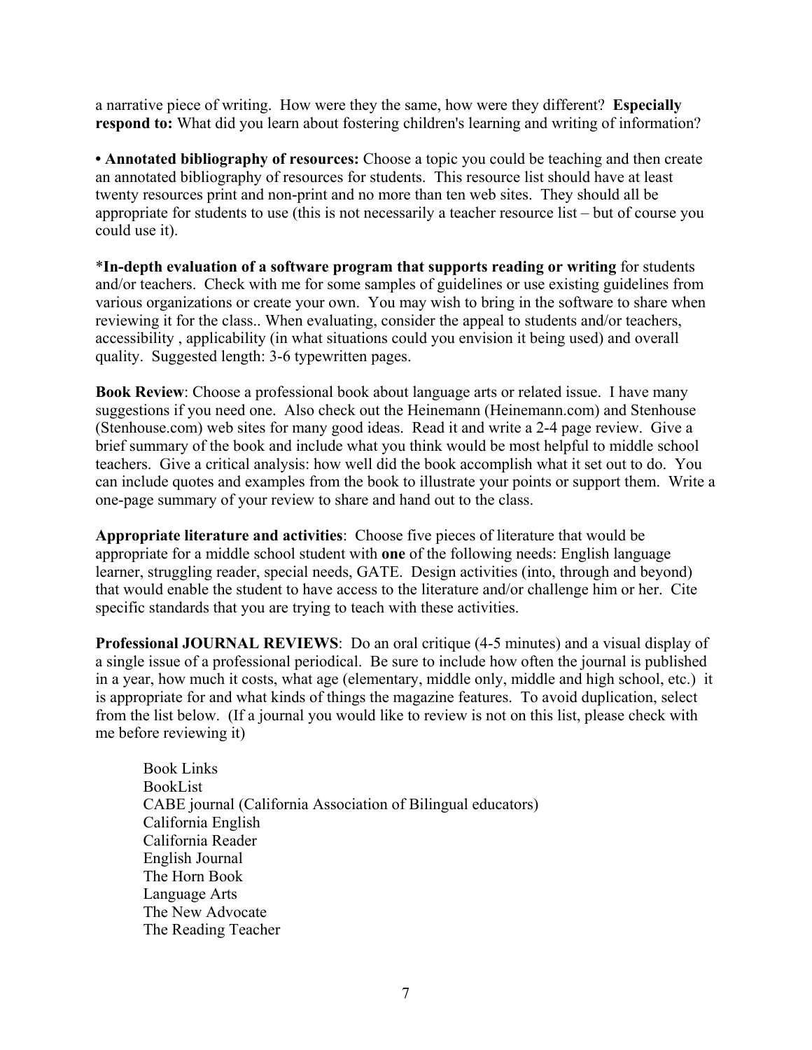a narrative piece of writing. How were they the same, how were they different? **Especially respond to:** What did you learn about fostering children's learning and writing of information?

**• Annotated bibliography of resources:** Choose a topic you could be teaching and then create an annotated bibliography of resources for students. This resource list should have at least twenty resources print and non-print and no more than ten web sites. They should all be appropriate for students to use (this is not necessarily a teacher resource list – but of course you could use it).

**\*In-depth evaluation of a software program that supports reading or writing** for students and/or teachers. Check with me for some samples of guidelines or use existing guidelines from various organizations or create your own. You may wish to bring in the software to share when reviewing it for the class.. When evaluating, consider the appeal to students and/or teachers, accessibility , applicability (in what situations could you envision it being used) and overall quality. Suggested length: 3-6 typewritten pages.

**Book Review**: Choose a professional book about language arts or related issue. I have many suggestions if you need one. Also check out the Heinemann (Heinemann.com) and Stenhouse (Stenhouse.com) web sites for many good ideas. Read it and write a 2-4 page review. Give a brief summary of the book and include what you think would be most helpful to middle school teachers. Give a critical analysis: how well did the book accomplish what it set out to do. You can include quotes and examples from the book to illustrate your points or support them. Write a one-page summary of your review to share and hand out to the class.

**Appropriate literature and activities**: Choose five pieces of literature that would be appropriate for a middle school student with **one** of the following needs: English language learner, struggling reader, special needs, GATE. Design activities (into, through and beyond) that would enable the student to have access to the literature and/or challenge him or her. Cite specific standards that you are trying to teach with these activities.

**Professional JOURNAL REVIEWS**: Do an oral critique (4-5 minutes) and a visual display of a single issue of a professional periodical. Be sure to include how often the journal is published in a year, how much it costs, what age (elementary, middle only, middle and high school, etc.) it is appropriate for and what kinds of things the magazine features. To avoid duplication, select from the list below. (If a journal you would like to review is not on this list, please check with me before reviewing it)

- Book Links
- BookList
- CABE journal (California Association of Bilingual educators)
- California English
- California Reader
- English Journal
- The Horn Book
- Language Arts
- The New Advocate
- The Reading Teacher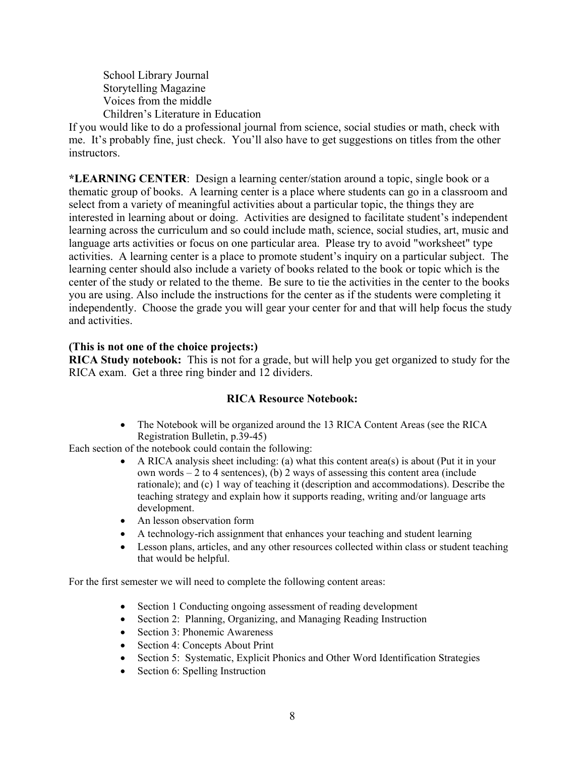School Library Journal
Storytelling Magazine
Voices from the middle
Children's Literature in Education

If you would like to do a professional journal from science, social studies or math, check with me. It's probably fine, just check. You'll also have to get suggestions on titles from the other instructors.

**\*LEARNING CENTER**: Design a learning center/station around a topic, single book or a thematic group of books. A learning center is a place where students can go in a classroom and select from a variety of meaningful activities about a particular topic, the things they are interested in learning about or doing. Activities are designed to facilitate student's independent learning across the curriculum and so could include math, science, social studies, art, music and language arts activities or focus on one particular area. Please try to avoid "worksheet" type activities. A learning center is a place to promote student's inquiry on a particular subject. The learning center should also include a variety of books related to the book or topic which is the center of the study or related to the theme. Be sure to tie the activities in the center to the books you are using. Also include the instructions for the center as if the students were completing it independently. Choose the grade you will gear your center for and that will help focus the study and activities.

**(This is not one of the choice projects:)**
**RICA Study notebook:** This is not for a grade, but will help you get organized to study for the RICA exam. Get a three ring binder and 12 dividers.

**RICA Resource Notebook:**

- The Notebook will be organized around the 13 RICA Content Areas (see the RICA Registration Bulletin, p.39-45)

Each section of the notebook could contain the following:

- A RICA analysis sheet including: (a) what this content area(s) is about (Put it in your own words – 2 to 4 sentences), (b) 2 ways of assessing this content area (include rationale); and (c) 1 way of teaching it (description and accommodations). Describe the teaching strategy and explain how it supports reading, writing and/or language arts development.
- An lesson observation form
- A technology-rich assignment that enhances your teaching and student learning
- Lesson plans, articles, and any other resources collected within class or student teaching that would be helpful.

For the first semester we will need to complete the following content areas:

- Section 1 Conducting ongoing assessment of reading development
- Section 2: Planning, Organizing, and Managing Reading Instruction
- Section 3: Phonemic Awareness
- Section 4: Concepts About Print
- Section 5: Systematic, Explicit Phonics and Other Word Identification Strategies
- Section 6: Spelling Instruction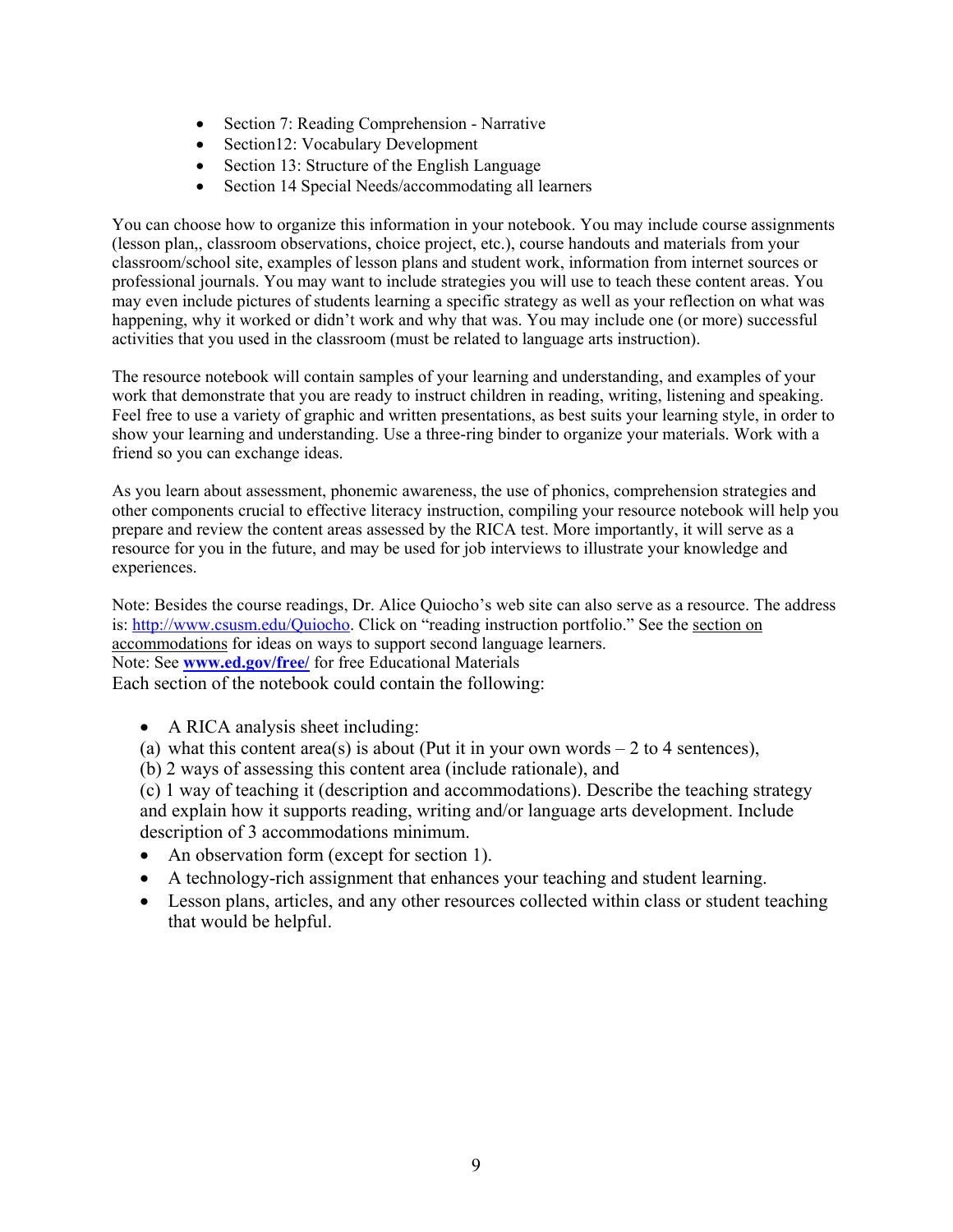- Section 7: Reading Comprehension - Narrative
- Section12: Vocabulary Development
- Section 13: Structure of the English Language
- Section 14 Special Needs/accommodating all learners

You can choose how to organize this information in your notebook. You may include course assignments (lesson plan,, classroom observations, choice project, etc.), course handouts and materials from your classroom/school site, examples of lesson plans and student work, information from internet sources or professional journals. You may want to include strategies you will use to teach these content areas. You may even include pictures of students learning a specific strategy as well as your reflection on what was happening, why it worked or didn't work and why that was. You may include one (or more) successful activities that you used in the classroom (must be related to language arts instruction).

The resource notebook will contain samples of your learning and understanding, and examples of your work that demonstrate that you are ready to instruct children in reading, writing, listening and speaking. Feel free to use a variety of graphic and written presentations, as best suits your learning style, in order to show your learning and understanding. Use a three-ring binder to organize your materials. Work with a friend so you can exchange ideas.

As you learn about assessment, phonemic awareness, the use of phonics, comprehension strategies and other components crucial to effective literacy instruction, compiling your resource notebook will help you prepare and review the content areas assessed by the RICA test. More importantly, it will serve as a resource for you in the future, and may be used for job interviews to illustrate your knowledge and experiences.

Note: Besides the course readings, Dr. Alice Quiocho's web site can also serve as a resource. The address is: http://www.csusm.edu/Quiocho. Click on "reading instruction portfolio." See the section on accommodations for ideas on ways to support second language learners.
Note: See **www.ed.gov/free/** for free Educational Materials
Each section of the notebook could contain the following:

- A RICA analysis sheet including:
  (a) what this content area(s) is about (Put it in your own words – 2 to 4 sentences),
  (b) 2 ways of assessing this content area (include rationale), and
  (c) 1 way of teaching it (description and accommodations). Describe the teaching strategy and explain how it supports reading, writing and/or language arts development. Include description of 3 accommodations minimum.
- An observation form (except for section 1).
- A technology-rich assignment that enhances your teaching and student learning.
- Lesson plans, articles, and any other resources collected within class or student teaching that would be helpful.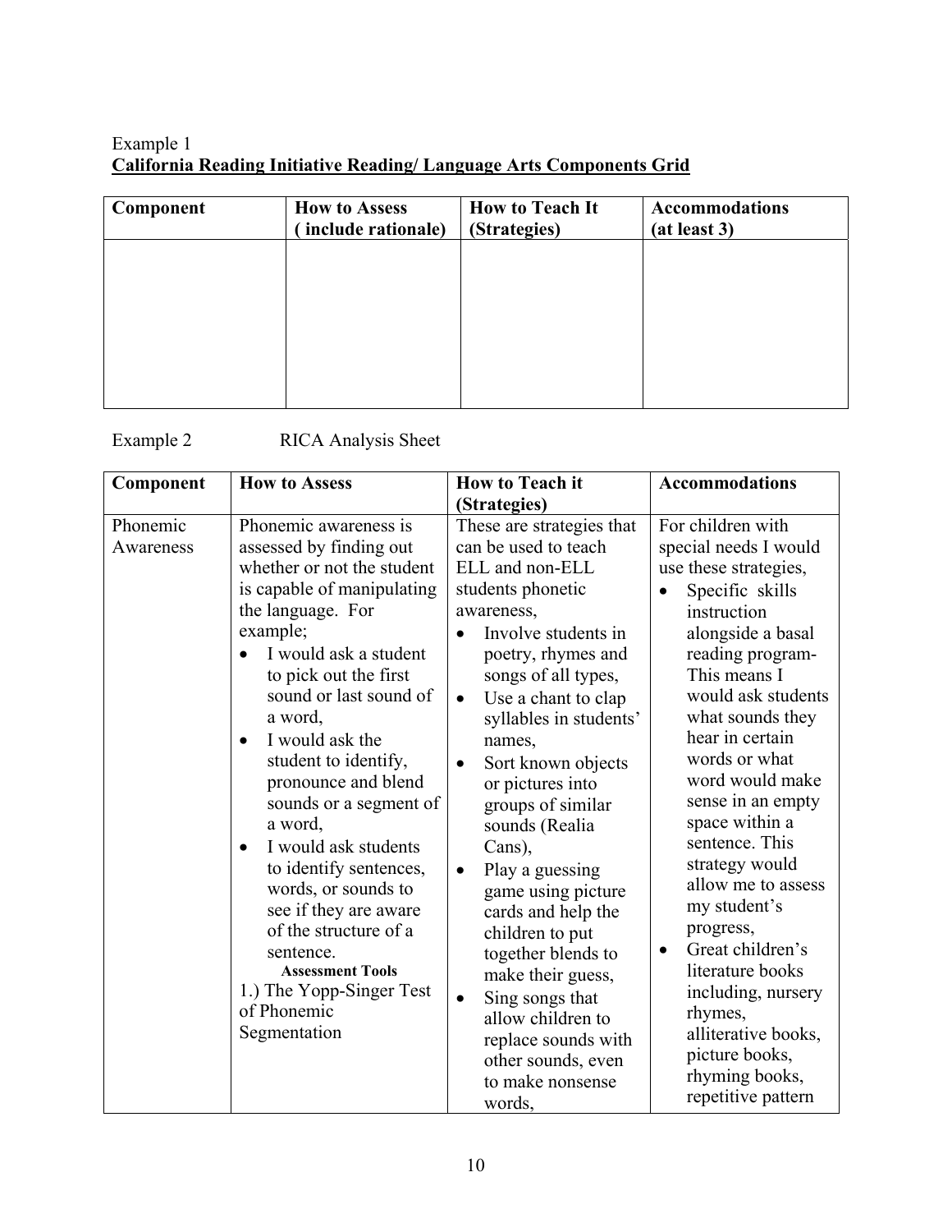Example 1

**<u>California Reading Initiative Reading/ Language Arts Components Grid</u>**

| Component | How to Assess ( include rationale) | How to Teach It (Strategies) | Accommodations (at least 3) |
|---|---|---|---|
| | | | |

Example 2 RICA Analysis Sheet

| Component | How to Assess | How to Teach it (Strategies) | Accommodations |
|---|---|---|---|
| Phonemic Awareness | Phonemic awareness is assessed by finding out whether or not the student is capable of manipulating the language. For example;<br>• I would ask a student to pick out the first sound or last sound of a word,<br>• I would ask the student to identify, pronounce and blend sounds or a segment of a word,<br>• I would ask students to identify sentences, words, or sounds to see if they are aware of the structure of a sentence.<br>**Assessment Tools**<br>1.) The Yopp-Singer Test of Phonemic Segmentation | These are strategies that can be used to teach ELL and non-ELL students phonetic awareness,<br>• Involve students in poetry, rhymes and songs of all types,<br>• Use a chant to clap syllables in students' names,<br>• Sort known objects or pictures into groups of similar sounds (Realia Cans),<br>• Play a guessing game using picture cards and help the children to put together blends to make their guess,<br>• Sing songs that allow children to replace sounds with other sounds, even to make nonsense words, | For children with special needs I would use these strategies,<br>• Specific skills instruction alongside a basal reading program- This means I would ask students what sounds they hear in certain words or what word would make sense in an empty space within a sentence. This strategy would allow me to assess my student's progress,<br>• Great children's literature books including, nursery rhymes, alliterative books, picture books, rhyming books, repetitive pattern |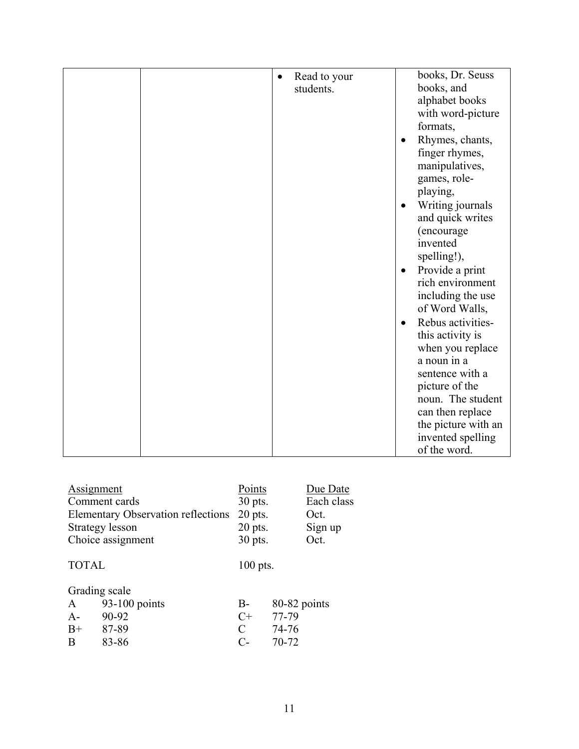|  |  | • Read to your students. | books, Dr. Seuss books, and alphabet books with word-picture formats,<br>• Rhymes, chants, finger rhymes, manipulatives, games, role-playing,<br>• Writing journals and quick writes (encourage invented spelling!),<br>• Provide a print rich environment including the use of Word Walls,<br>• Rebus activities- this activity is when you replace a noun in a sentence with a picture of the noun. The student can then replace the picture with an invented spelling of the word. |
|---|---|---|---|

| Assignment | Points | Due Date |
|---|---|---|
| Comment cards | 30 pts. | Each class |
| Elementary Observation reflections | 20 pts. | Oct. |
| Strategy lesson | 20 pts. | Sign up |
| Choice assignment | 30 pts. | Oct. |
| | | |
| TOTAL | 100 pts. | |

Grading scale

| | | | |
|---|---|---|---|
| A | 93-100 points | B- | 80-82 points |
| A- | 90-92 | C+ | 77-79 |
| B+ | 87-89 | C | 74-76 |
| B | 83-86 | C- | 70-72 |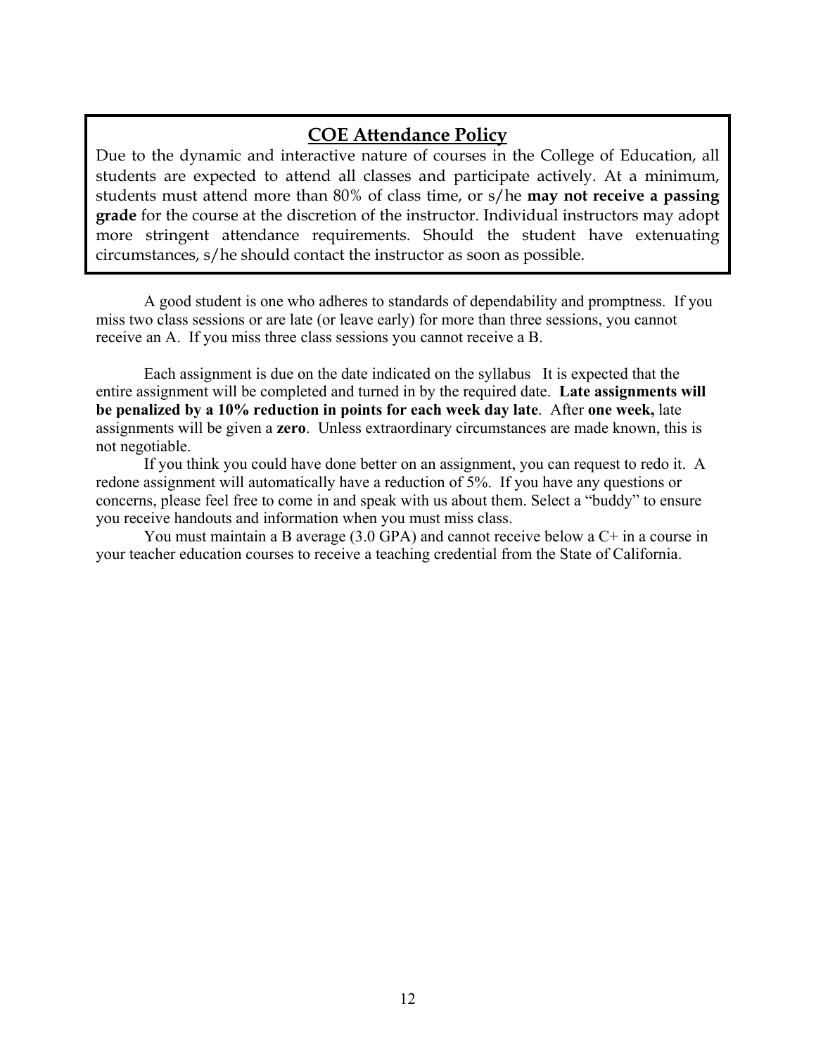## COE Attendance Policy

Due to the dynamic and interactive nature of courses in the College of Education, all students are expected to attend all classes and participate actively. At a minimum, students must attend more than 80% of class time, or s/he **may not receive a passing grade** for the course at the discretion of the instructor. Individual instructors may adopt more stringent attendance requirements. Should the student have extenuating circumstances, s/he should contact the instructor as soon as possible.

A good student is one who adheres to standards of dependability and promptness. If you miss two class sessions or are late (or leave early) for more than three sessions, you cannot receive an A. If you miss three class sessions you cannot receive a B.

Each assignment is due on the date indicated on the syllabus It is expected that the entire assignment will be completed and turned in by the required date. **Late assignments will be penalized by a 10% reduction in points for each week day late**. After **one week,** late assignments will be given a **zero**. Unless extraordinary circumstances are made known, this is not negotiable.

If you think you could have done better on an assignment, you can request to redo it. A redone assignment will automatically have a reduction of 5%. If you have any questions or concerns, please feel free to come in and speak with us about them. Select a "buddy" to ensure you receive handouts and information when you must miss class.

You must maintain a B average (3.0 GPA) and cannot receive below a C+ in a course in your teacher education courses to receive a teaching credential from the State of California.